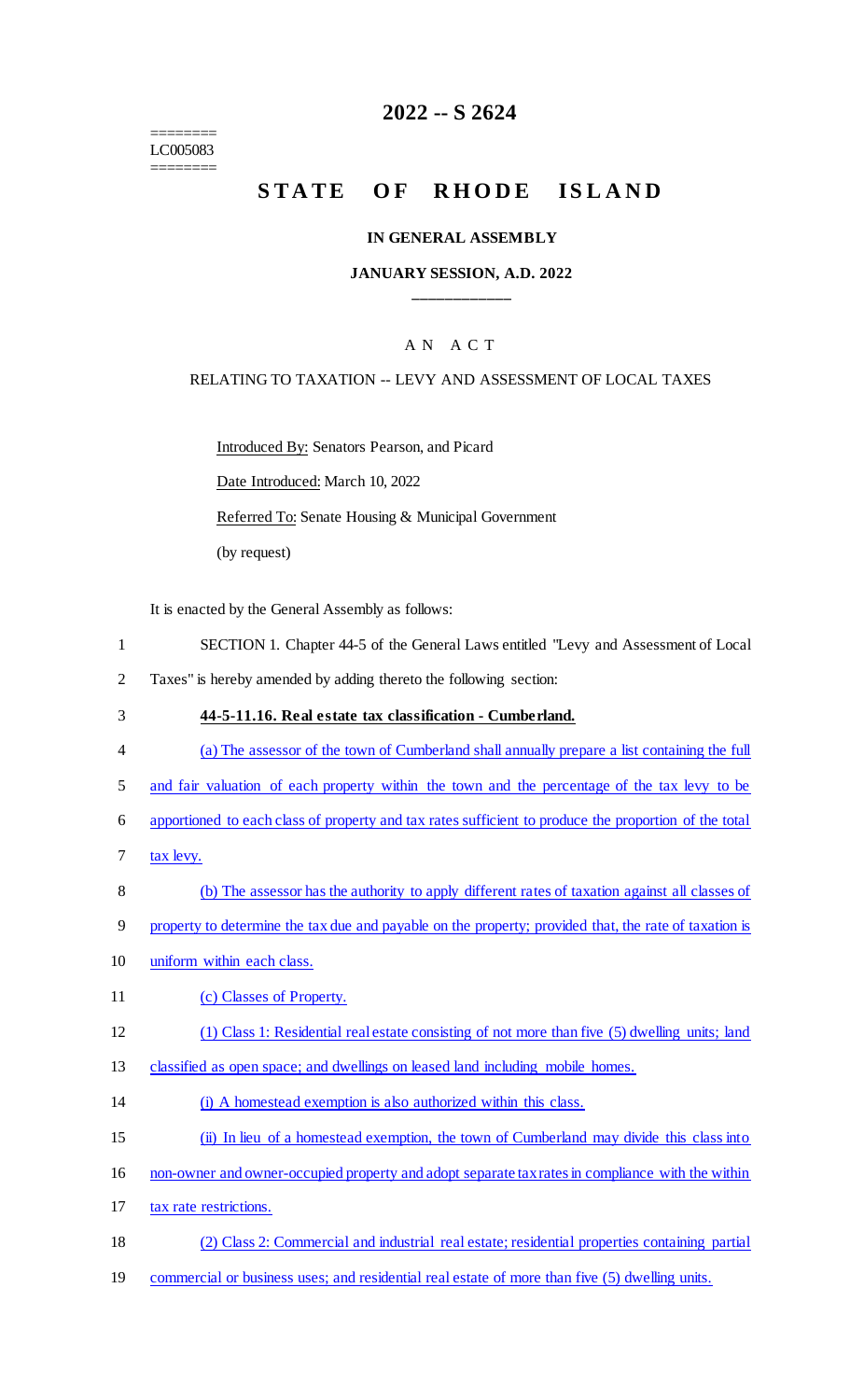========
LC005083
========

# 2022 -- S 2624

# STATE OF RHODE ISLAND

### IN GENERAL ASSEMBLY

### JANUARY SESSION, A.D. 2022

____________

A N A C T

RELATING TO TAXATION -- LEVY AND ASSESSMENT OF LOCAL TAXES

Introduced By: Senators Pearson, and Picard

Date Introduced: March 10, 2022

Referred To: Senate Housing & Municipal Government

(by request)

It is enacted by the General Assembly as follows:

1 SECTION 1. Chapter 44-5 of the General Laws entitled "Levy and Assessment of Local
2 Taxes" is hereby amended by adding thereto the following section:

3 **44-5-11.16. Real estate tax classification - Cumberland.**

4 (a) The assessor of the town of Cumberland shall annually prepare a list containing the full
5 and fair valuation of each property within the town and the percentage of the tax levy to be
6 apportioned to each class of property and tax rates sufficient to produce the proportion of the total
7 tax levy.

8 (b) The assessor has the authority to apply different rates of taxation against all classes of
9 property to determine the tax due and payable on the property; provided that, the rate of taxation is
10 uniform within each class.

11 (c) Classes of Property.

12 (1) Class 1: Residential real estate consisting of not more than five (5) dwelling units; land
13 classified as open space; and dwellings on leased land including mobile homes.

14 (i) A homestead exemption is also authorized within this class.

15 (ii) In lieu of a homestead exemption, the town of Cumberland may divide this class into
16 non-owner and owner-occupied property and adopt separate tax rates in compliance with the within
17 tax rate restrictions.

18 (2) Class 2: Commercial and industrial real estate; residential properties containing partial
19 commercial or business uses; and residential real estate of more than five (5) dwelling units.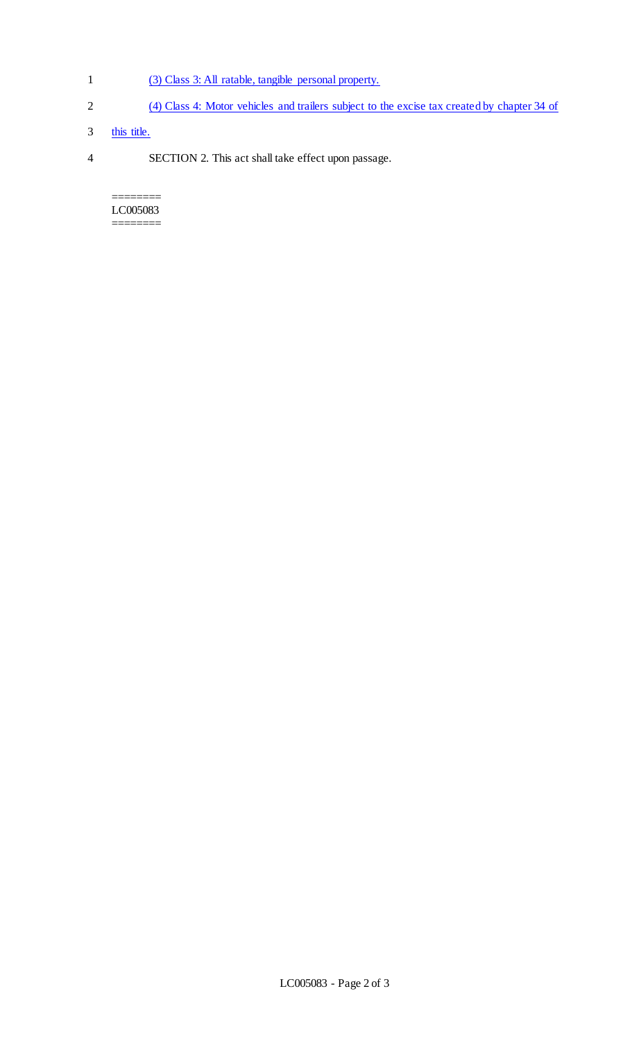(3) Class 3: All ratable, tangible personal property.

(4) Class 4: Motor vehicles and trailers subject to the excise tax created by chapter 34 of this title.

SECTION 2. This act shall take effect upon passage.

========
LC005083
========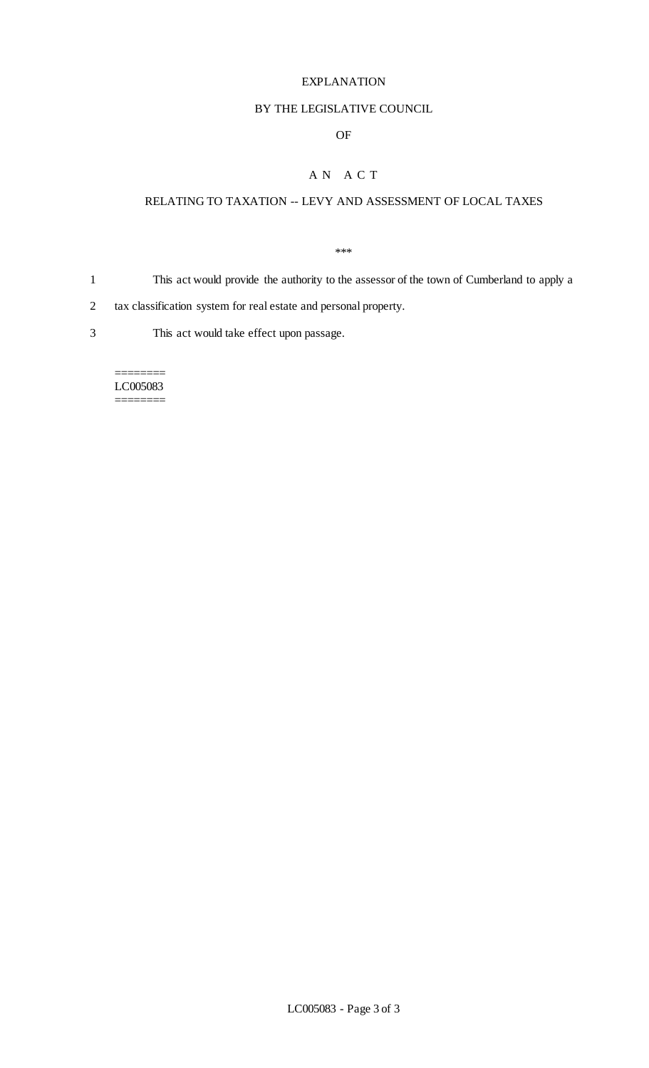EXPLANATION

BY THE LEGISLATIVE COUNCIL

OF

A N A C T

RELATING TO TAXATION -- LEVY AND ASSESSMENT OF LOCAL TAXES

\*\*\*

1 This act would provide the authority to the assessor of the town of Cumberland to apply a

2 tax classification system for real estate and personal property.

3 This act would take effect upon passage.

========
LC005083
========